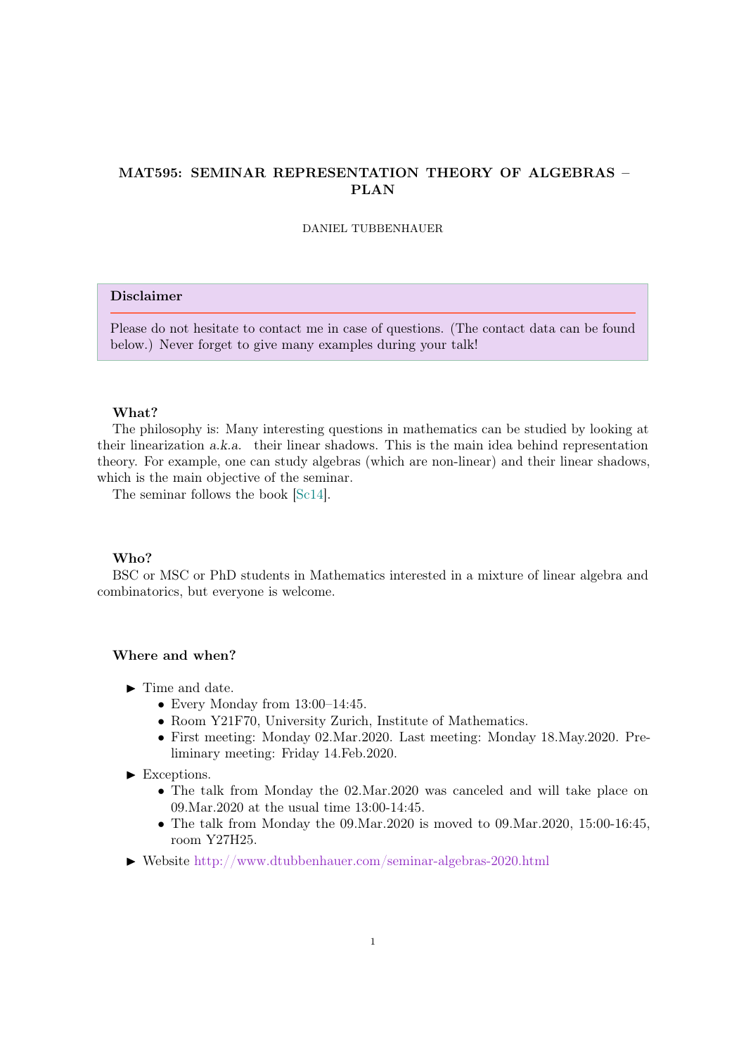# MAT595: SEMINAR REPRESENTATION THEORY OF ALGEBRAS – PLAN

DANIEL TUBBENHAUER

> **Disclaimer**
>
> Please do not hesitate to contact me in case of questions. (The contact data can be found below.) Never forget to give many examples during your talk!

**What?**

The philosophy is: Many interesting questions in mathematics can be studied by looking at their linearization *a.k.a.* their linear shadows. This is the main idea behind representation theory. For example, one can study algebras (which are non-linear) and their linear shadows, which is the main objective of the seminar.

The seminar follows the book [Sc14].

**Who?**

BSC or MSC or PhD students in Mathematics interested in a mixture of linear algebra and combinatorics, but everyone is welcome.

**Where and when?**

- Time and date.
  - Every Monday from 13:00–14:45.
  - Room Y21F70, University Zurich, Institute of Mathematics.
  - First meeting: Monday 02.Mar.2020. Last meeting: Monday 18.May.2020. Preliminary meeting: Friday 14.Feb.2020.
- Exceptions.
  - The talk from Monday the 02.Mar.2020 was canceled and will take place on 09.Mar.2020 at the usual time 13:00-14:45.
  - The talk from Monday the 09.Mar.2020 is moved to 09.Mar.2020, 15:00-16:45, room Y27H25.
- Website http://www.dtubbenhauer.com/seminar-algebras-2020.html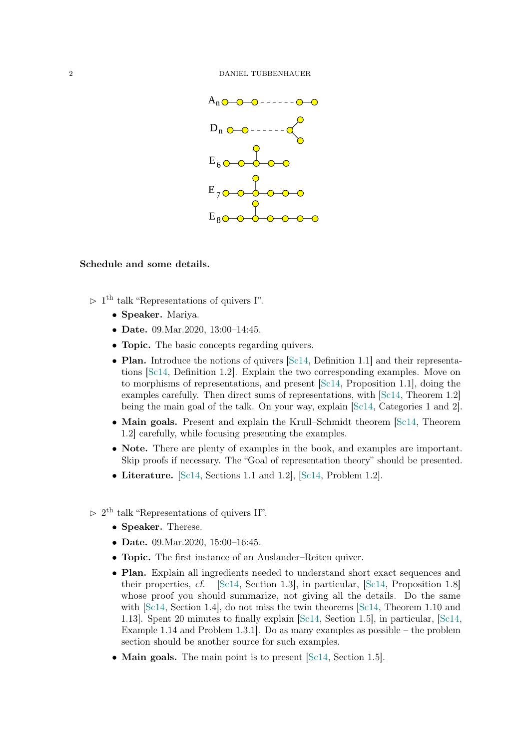**Schedule and some details.**

▷ $1^{\text{th}}$ talk "Representations of quivers I".

- **Speaker.** Mariya.
- **Date.** 09.Mar.2020, 13:00–14:45.
- **Topic.** The basic concepts regarding quivers.
- **Plan.** Introduce the notions of quivers [Sc14, Definition 1.1] and their representations [Sc14, Definition 1.2]. Explain the two corresponding examples. Move on to morphisms of representations, and present [Sc14, Proposition 1.1], doing the examples carefully. Then direct sums of representations, with [Sc14, Theorem 1.2] being the main goal of the talk. On your way, explain [Sc14, Categories 1 and 2].
- **Main goals.** Present and explain the Krull–Schmidt theorem [Sc14, Theorem 1.2] carefully, while focusing presenting the examples.
- **Note.** There are plenty of examples in the book, and examples are important. Skip proofs if necessary. The "Goal of representation theory" should be presented.
- **Literature.** [Sc14, Sections 1.1 and 1.2], [Sc14, Problem 1.2].

▷ $2^{\text{th}}$ talk "Representations of quivers II".

- **Speaker.** Therese.
- **Date.** 09.Mar.2020, 15:00–16:45.
- **Topic.** The first instance of an Auslander–Reiten quiver.
- **Plan.** Explain all ingredients needed to understand short exact sequences and their properties, *cf.* [Sc14, Section 1.3], in particular, [Sc14, Proposition 1.8] whose proof you should summarize, not giving all the details. Do the same with [Sc14, Section 1.4], do not miss the twin theorems [Sc14, Theorem 1.10 and 1.13]. Spent 20 minutes to finally explain [Sc14, Section 1.5], in particular, [Sc14, Example 1.14 and Problem 1.3.1]. Do as many examples as possible – the problem section should be another source for such examples.
- **Main goals.** The main point is to present [Sc14, Section 1.5].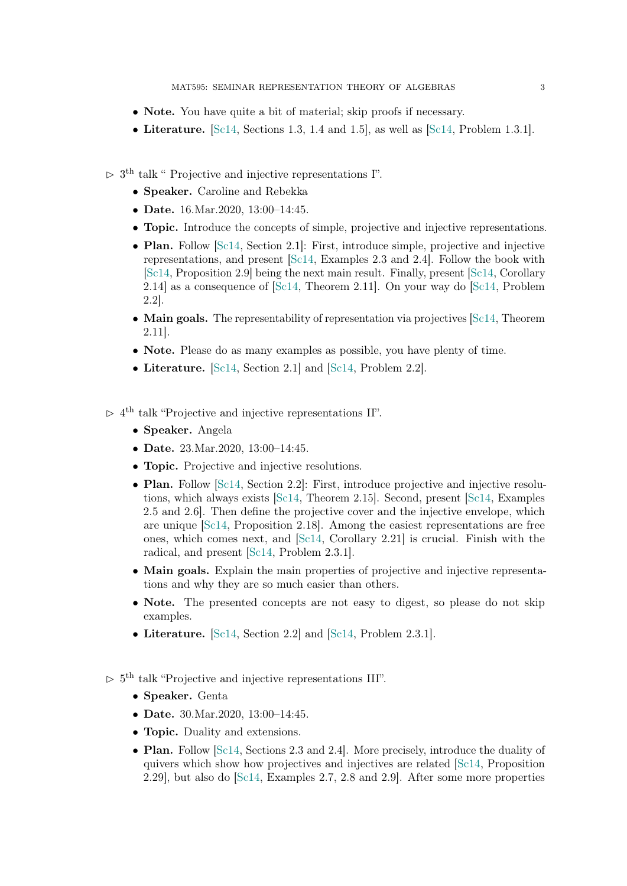- **Note.** You have quite a bit of material; skip proofs if necessary.
- **Literature.** [Sc14, Sections 1.3, 1.4 and 1.5], as well as [Sc14, Problem 1.3.1].

▷ $3^{\text{th}}$ talk " Projective and injective representations I".

- **Speaker.** Caroline and Rebekka
- **Date.** 16.Mar.2020, 13:00–14:45.
- **Topic.** Introduce the concepts of simple, projective and injective representations.
- **Plan.** Follow [Sc14, Section 2.1]: First, introduce simple, projective and injective representations, and present [Sc14, Examples 2.3 and 2.4]. Follow the book with [Sc14, Proposition 2.9] being the next main result. Finally, present [Sc14, Corollary 2.14] as a consequence of [Sc14, Theorem 2.11]. On your way do [Sc14, Problem 2.2].
- **Main goals.** The representability of representation via projectives [Sc14, Theorem 2.11].
- **Note.** Please do as many examples as possible, you have plenty of time.
- **Literature.** [Sc14, Section 2.1] and [Sc14, Problem 2.2].

▷ $4^{\text{th}}$ talk "Projective and injective representations II".

- **Speaker.** Angela
- **Date.** 23.Mar.2020, 13:00–14:45.
- **Topic.** Projective and injective resolutions.
- **Plan.** Follow [Sc14, Section 2.2]: First, introduce projective and injective resolutions, which always exists [Sc14, Theorem 2.15]. Second, present [Sc14, Examples 2.5 and 2.6]. Then define the projective cover and the injective envelope, which are unique [Sc14, Proposition 2.18]. Among the easiest representations are free ones, which comes next, and [Sc14, Corollary 2.21] is crucial. Finish with the radical, and present [Sc14, Problem 2.3.1].
- **Main goals.** Explain the main properties of projective and injective representations and why they are so much easier than others.
- **Note.** The presented concepts are not easy to digest, so please do not skip examples.
- **Literature.** [Sc14, Section 2.2] and [Sc14, Problem 2.3.1].

▷ $5^{\text{th}}$ talk "Projective and injective representations III".

- **Speaker.** Genta
- **Date.** 30.Mar.2020, 13:00–14:45.
- **Topic.** Duality and extensions.
- **Plan.** Follow [Sc14, Sections 2.3 and 2.4]. More precisely, introduce the duality of quivers which show how projectives and injectives are related [Sc14, Proposition 2.29], but also do [Sc14, Examples 2.7, 2.8 and 2.9]. After some more properties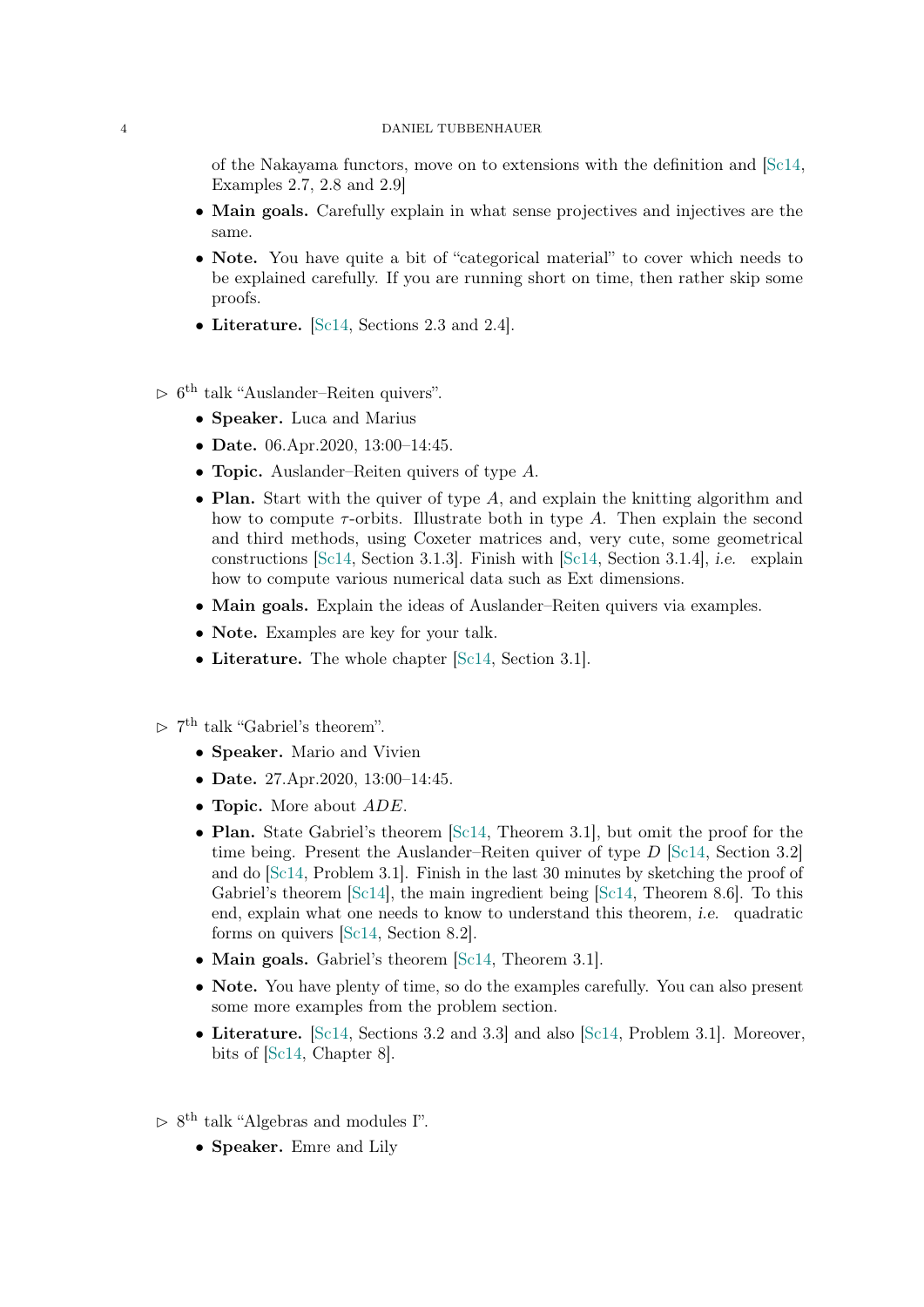of the Nakayama functors, move on to extensions with the definition and [Sc14, Examples 2.7, 2.8 and 2.9]

- **Main goals.** Carefully explain in what sense projectives and injectives are the same.
- **Note.** You have quite a bit of "categorical material" to cover which needs to be explained carefully. If you are running short on time, then rather skip some proofs.
- **Literature.** [Sc14, Sections 2.3 and 2.4].

▷ 6th talk "Auslander–Reiten quivers".

- **Speaker.** Luca and Marius
- **Date.** 06.Apr.2020, 13:00–14:45.
- **Topic.** Auslander–Reiten quivers of type $A$.
- **Plan.** Start with the quiver of type $A$, and explain the knitting algorithm and how to compute $\tau$-orbits. Illustrate both in type $A$. Then explain the second and third methods, using Coxeter matrices and, very cute, some geometrical constructions [Sc14, Section 3.1.3]. Finish with [Sc14, Section 3.1.4], *i.e.* explain how to compute various numerical data such as Ext dimensions.
- **Main goals.** Explain the ideas of Auslander–Reiten quivers via examples.
- **Note.** Examples are key for your talk.
- **Literature.** The whole chapter [Sc14, Section 3.1].

▷ 7th talk "Gabriel's theorem".

- **Speaker.** Mario and Vivien
- **Date.** 27.Apr.2020, 13:00–14:45.
- **Topic.** More about $ADE$.
- **Plan.** State Gabriel's theorem [Sc14, Theorem 3.1], but omit the proof for the time being. Present the Auslander–Reiten quiver of type $D$ [Sc14, Section 3.2] and do [Sc14, Problem 3.1]. Finish in the last 30 minutes by sketching the proof of Gabriel's theorem [Sc14], the main ingredient being [Sc14, Theorem 8.6]. To this end, explain what one needs to know to understand this theorem, *i.e.* quadratic forms on quivers [Sc14, Section 8.2].
- **Main goals.** Gabriel's theorem [Sc14, Theorem 3.1].
- **Note.** You have plenty of time, so do the examples carefully. You can also present some more examples from the problem section.
- **Literature.** [Sc14, Sections 3.2 and 3.3] and also [Sc14, Problem 3.1]. Moreover, bits of [Sc14, Chapter 8].

▷ 8th talk "Algebras and modules I".

- **Speaker.** Emre and Lily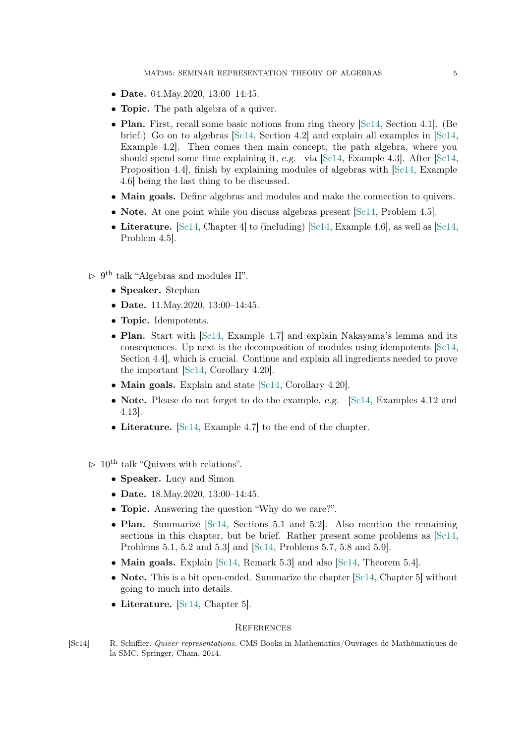- **Date.** 04.May.2020, 13:00–14:45.
- **Topic.** The path algebra of a quiver.
- **Plan.** First, recall some basic notions from ring theory [Sc14, Section 4.1]. (Be brief.) Go on to algebras [Sc14, Section 4.2] and explain all examples in [Sc14, Example 4.2]. Then comes then main concept, the path algebra, where you should spend some time explaining it, *e.g.* via [Sc14, Example 4.3]. After [Sc14, Proposition 4.4], finish by explaining modules of algebras with [Sc14, Example 4.6] being the last thing to be discussed.
- **Main goals.** Define algebras and modules and make the connection to quivers.
- **Note.** At one point while you discuss algebras present [Sc14, Problem 4.5].
- **Literature.** [Sc14, Chapter 4] to (including) [Sc14, Example 4.6], as well as [Sc14, Problem 4.5].

▷ 9th talk "Algebras and modules II".

- **Speaker.** Stephan
- **Date.** 11.May.2020, 13:00–14:45.
- **Topic.** Idempotents.
- **Plan.** Start with [Sc14, Example 4.7] and explain Nakayama's lemma and its consequences. Up next is the decomposition of modules using idempotents [Sc14, Section 4.4], which is crucial. Continue and explain all ingredients needed to prove the important [Sc14, Corollary 4.20].
- **Main goals.** Explain and state [Sc14, Corollary 4.20].
- **Note.** Please do not forget to do the example, *e.g.* [Sc14, Examples 4.12 and 4.13].
- **Literature.** [Sc14, Example 4.7] to the end of the chapter.

▷ 10th talk "Quivers with relations".

- **Speaker.** Lucy and Simon
- **Date.** 18.May.2020, 13:00–14:45.
- **Topic.** Answering the question "Why do we care?".
- **Plan.** Summarize [Sc14, Sections 5.1 and 5.2]. Also mention the remaining sections in this chapter, but be brief. Rather present some problems as [Sc14, Problems 5.1, 5.2 and 5.3] and [Sc14, Problems 5.7, 5.8 and 5.9].
- **Main goals.** Explain [Sc14, Remark 5.3] and also [Sc14, Theorem 5.4].
- **Note.** This is a bit open-ended. Summarize the chapter [Sc14, Chapter 5] without going to much into details.
- **Literature.** [Sc14, Chapter 5].

## References

[Sc14] R. Schiffler. *Quiver representations.* CMS Books in Mathematics/Ouvrages de Mathématiques de la SMC. Springer, Cham, 2014.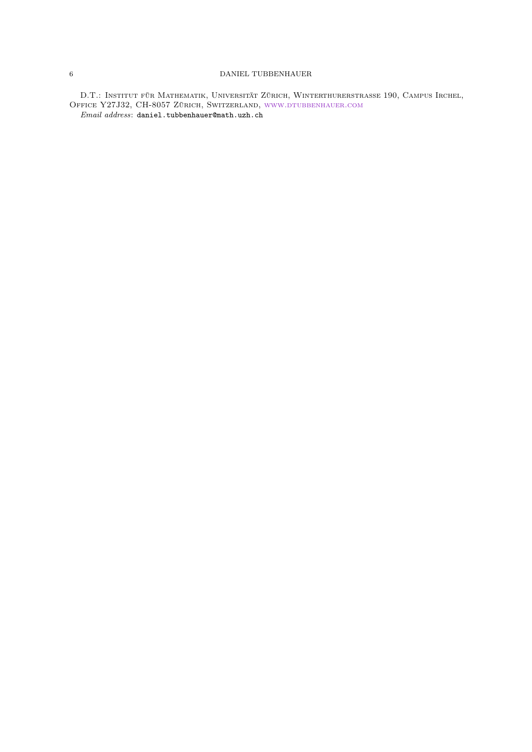D.T.: Institut für Mathematik, Universität Zürich, Winterthurerstrasse 190, Campus Irchel, Office Y27J32, CH-8057 Zürich, Switzerland, www.dtubbenhauer.com

*Email address*: daniel.tubbenhauer@math.uzh.ch